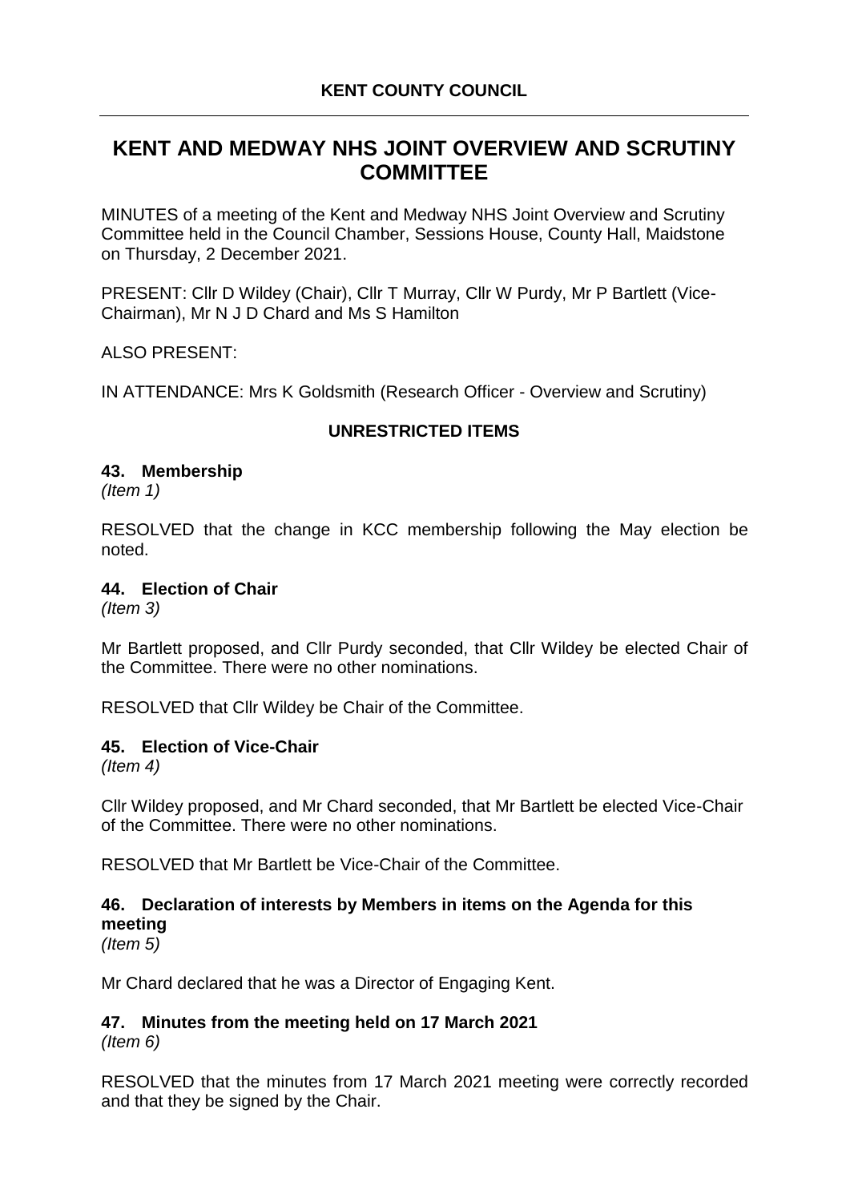**KENT COUNTY COUNCIL**

# KENT AND MEDWAY NHS JOINT OVERVIEW AND SCRUTINY COMMITTEE

MINUTES of a meeting of the Kent and Medway NHS Joint Overview and Scrutiny Committee held in the Council Chamber, Sessions House, County Hall, Maidstone on Thursday, 2 December 2021.

PRESENT: Cllr D Wildey (Chair), Cllr T Murray, Cllr W Purdy, Mr P Bartlett (Vice-Chairman), Mr N J D Chard and Ms S Hamilton

ALSO PRESENT:

IN ATTENDANCE: Mrs K Goldsmith (Research Officer - Overview and Scrutiny)

## UNRESTRICTED ITEMS

### 43. Membership

*(Item 1)*

RESOLVED that the change in KCC membership following the May election be noted.

### 44. Election of Chair

*(Item 3)*

Mr Bartlett proposed, and Cllr Purdy seconded, that Cllr Wildey be elected Chair of the Committee. There were no other nominations.

RESOLVED that Cllr Wildey be Chair of the Committee.

### 45. Election of Vice-Chair

*(Item 4)*

Cllr Wildey proposed, and Mr Chard seconded, that Mr Bartlett be elected Vice-Chair of the Committee. There were no other nominations.

RESOLVED that Mr Bartlett be Vice-Chair of the Committee.

### 46. Declaration of interests by Members in items on the Agenda for this meeting

*(Item 5)*

Mr Chard declared that he was a Director of Engaging Kent.

### 47. Minutes from the meeting held on 17 March 2021

*(Item 6)*

RESOLVED that the minutes from 17 March 2021 meeting were correctly recorded and that they be signed by the Chair.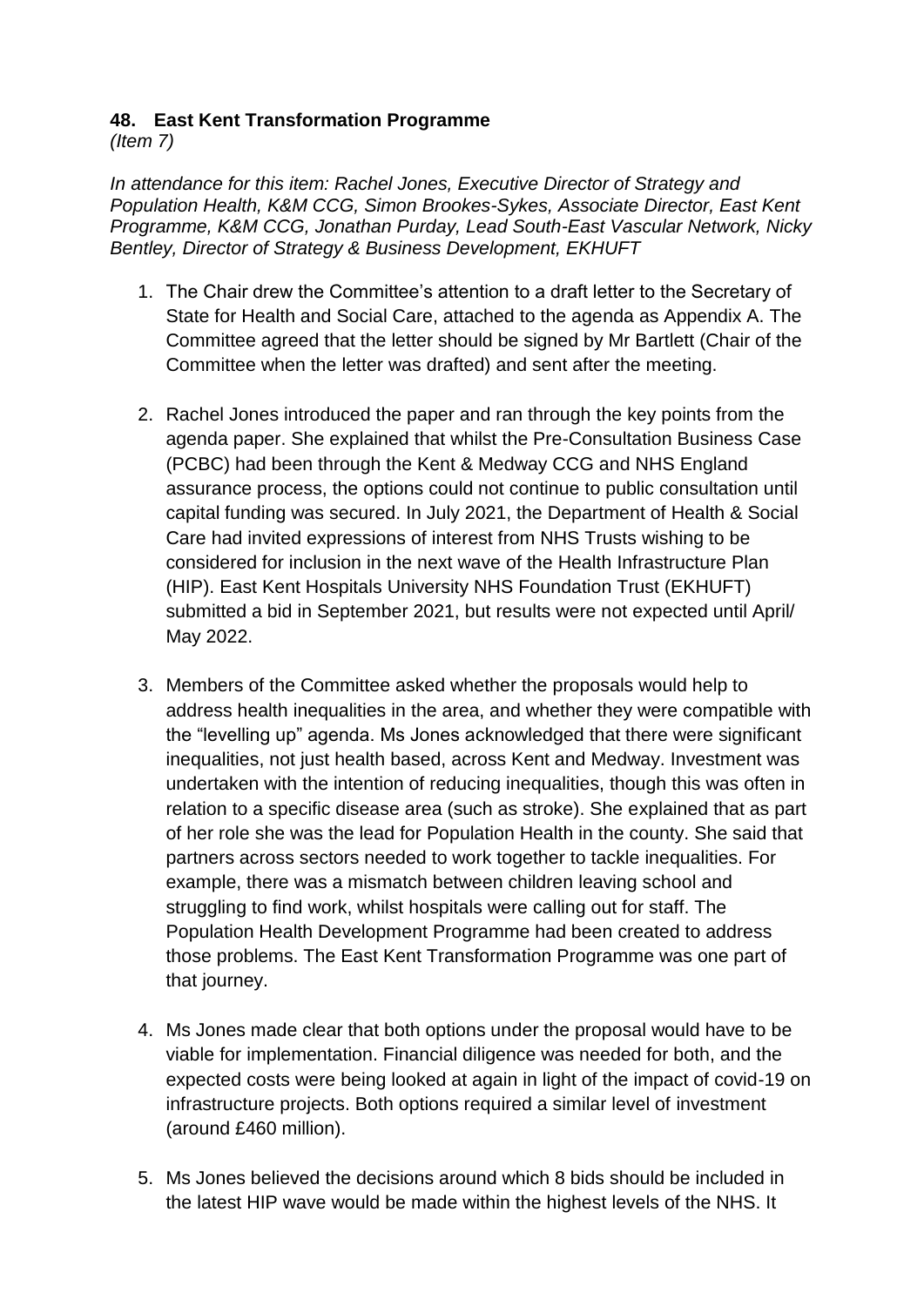**48. East Kent Transformation Programme**

*(Item 7)*

*In attendance for this item: Rachel Jones, Executive Director of Strategy and Population Health, K&M CCG, Simon Brookes-Sykes, Associate Director, East Kent Programme, K&M CCG, Jonathan Purday, Lead South-East Vascular Network, Nicky Bentley, Director of Strategy & Business Development, EKHUFT*

1. The Chair drew the Committee's attention to a draft letter to the Secretary of State for Health and Social Care, attached to the agenda as Appendix A. The Committee agreed that the letter should be signed by Mr Bartlett (Chair of the Committee when the letter was drafted) and sent after the meeting.

2. Rachel Jones introduced the paper and ran through the key points from the agenda paper. She explained that whilst the Pre-Consultation Business Case (PCBC) had been through the Kent & Medway CCG and NHS England assurance process, the options could not continue to public consultation until capital funding was secured. In July 2021, the Department of Health & Social Care had invited expressions of interest from NHS Trusts wishing to be considered for inclusion in the next wave of the Health Infrastructure Plan (HIP). East Kent Hospitals University NHS Foundation Trust (EKHUFT) submitted a bid in September 2021, but results were not expected until April/ May 2022.

3. Members of the Committee asked whether the proposals would help to address health inequalities in the area, and whether they were compatible with the "levelling up" agenda. Ms Jones acknowledged that there were significant inequalities, not just health based, across Kent and Medway. Investment was undertaken with the intention of reducing inequalities, though this was often in relation to a specific disease area (such as stroke). She explained that as part of her role she was the lead for Population Health in the county. She said that partners across sectors needed to work together to tackle inequalities. For example, there was a mismatch between children leaving school and struggling to find work, whilst hospitals were calling out for staff. The Population Health Development Programme had been created to address those problems. The East Kent Transformation Programme was one part of that journey.

4. Ms Jones made clear that both options under the proposal would have to be viable for implementation. Financial diligence was needed for both, and the expected costs were being looked at again in light of the impact of covid-19 on infrastructure projects. Both options required a similar level of investment (around £460 million).

5. Ms Jones believed the decisions around which 8 bids should be included in the latest HIP wave would be made within the highest levels of the NHS. It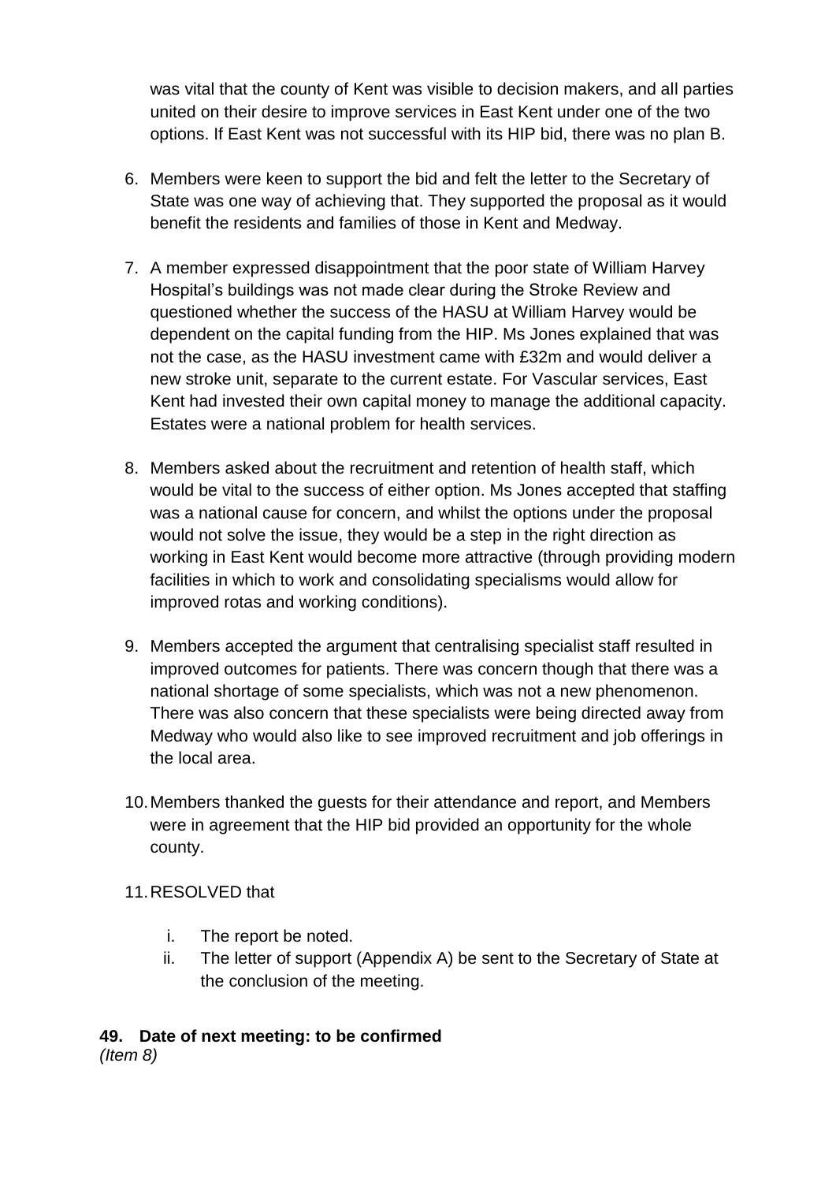was vital that the county of Kent was visible to decision makers, and all parties united on their desire to improve services in East Kent under one of the two options. If East Kent was not successful with its HIP bid, there was no plan B.

6. Members were keen to support the bid and felt the letter to the Secretary of State was one way of achieving that. They supported the proposal as it would benefit the residents and families of those in Kent and Medway.

7. A member expressed disappointment that the poor state of William Harvey Hospital's buildings was not made clear during the Stroke Review and questioned whether the success of the HASU at William Harvey would be dependent on the capital funding from the HIP. Ms Jones explained that was not the case, as the HASU investment came with £32m and would deliver a new stroke unit, separate to the current estate. For Vascular services, East Kent had invested their own capital money to manage the additional capacity. Estates were a national problem for health services.

8. Members asked about the recruitment and retention of health staff, which would be vital to the success of either option. Ms Jones accepted that staffing was a national cause for concern, and whilst the options under the proposal would not solve the issue, they would be a step in the right direction as working in East Kent would become more attractive (through providing modern facilities in which to work and consolidating specialisms would allow for improved rotas and working conditions).

9. Members accepted the argument that centralising specialist staff resulted in improved outcomes for patients. There was concern though that there was a national shortage of some specialists, which was not a new phenomenon. There was also concern that these specialists were being directed away from Medway who would also like to see improved recruitment and job offerings in the local area.

10. Members thanked the guests for their attendance and report, and Members were in agreement that the HIP bid provided an opportunity for the whole county.

11. RESOLVED that

    i. The report be noted.
    ii. The letter of support (Appendix A) be sent to the Secretary of State at the conclusion of the meeting.

**49. Date of next meeting: to be confirmed**
*(Item 8)*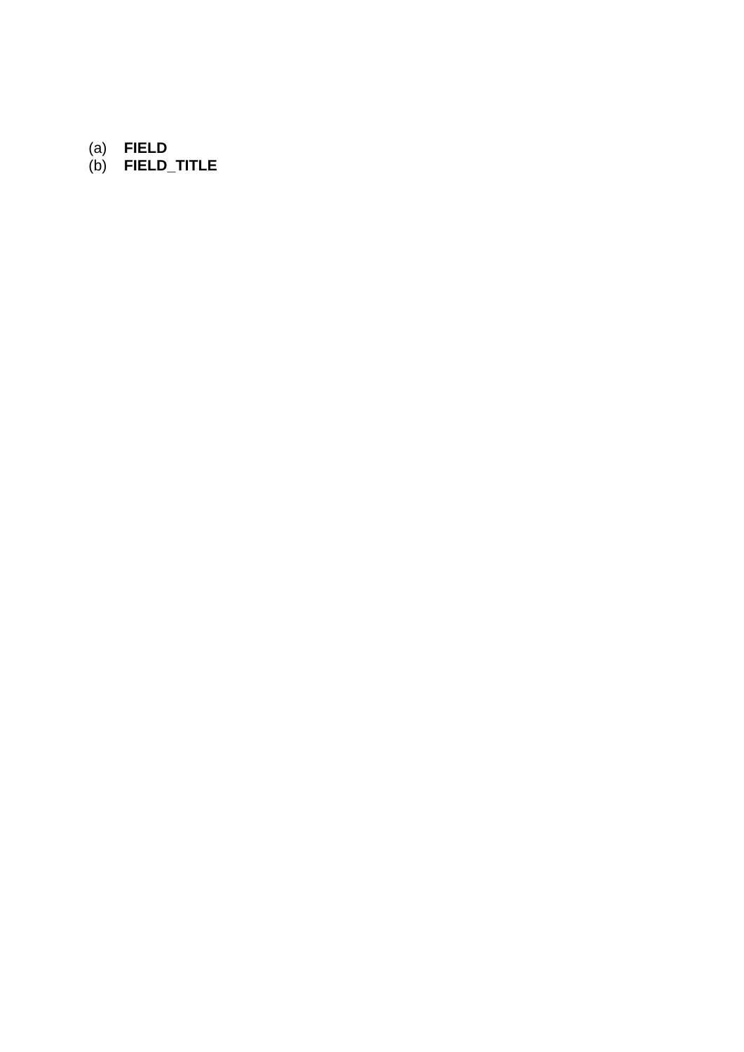(a) **FIELD**
(b) **FIELD_TITLE**